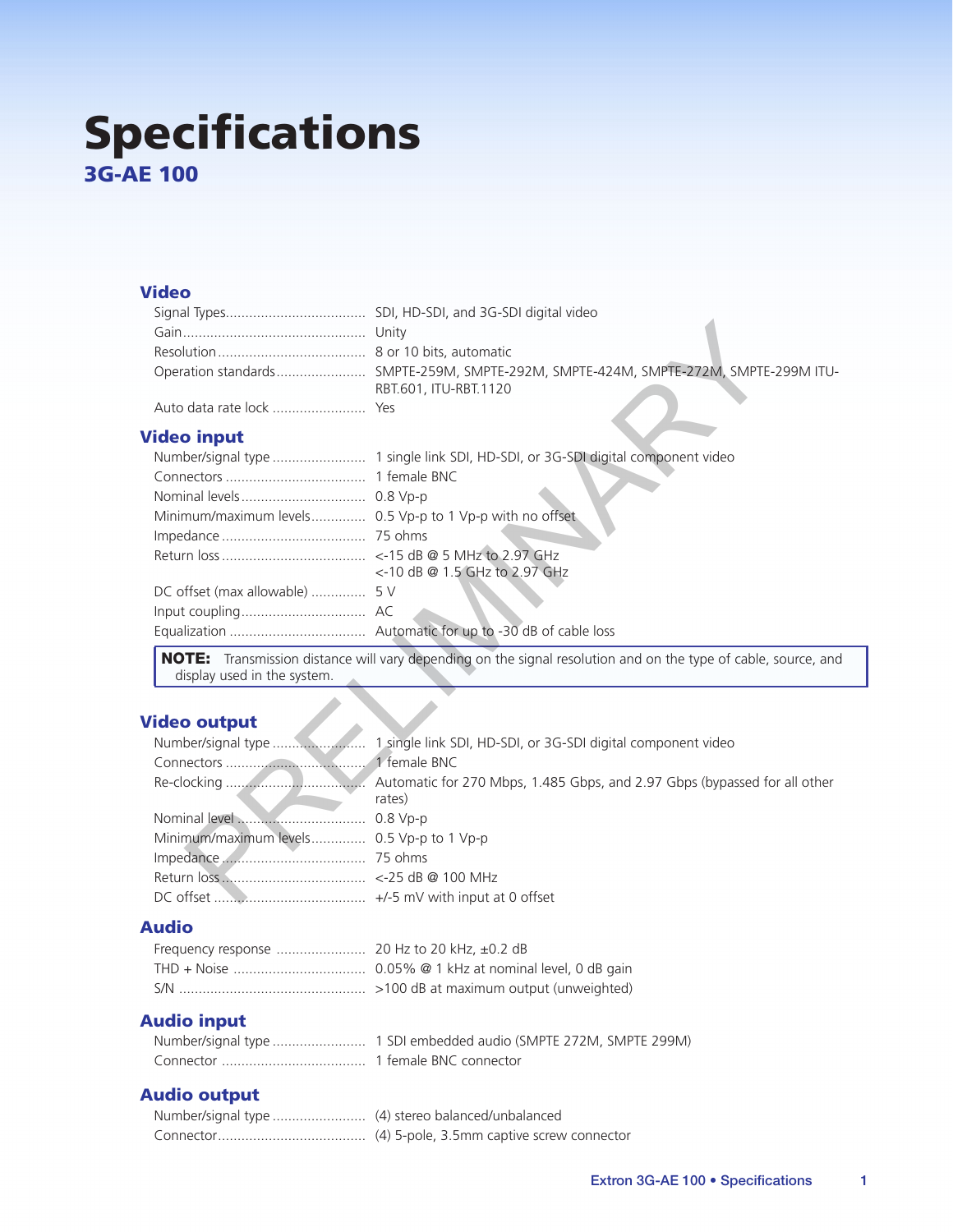# Specifications

## 3G-AE 100

### Video

| | |
|---|---|
| Signal Types | SDI, HD-SDI, and 3G-SDI digital video |
| Gain | Unity |
| Resolution | 8 or 10 bits, automatic |
| Operation standards | SMPTE-259M, SMPTE-292M, SMPTE-424M, SMPTE-272M, SMPTE-299M ITU-RBT.601, ITU-RBT.1120 |
| Auto data rate lock | Yes |

### Video input

| | |
|---|---|
| Number/signal type | 1 single link SDI, HD-SDI, or 3G-SDI digital component video |
| Connectors | 1 female BNC |
| Nominal levels | 0.8 Vp-p |
| Minimum/maximum levels | 0.5 Vp-p to 1 Vp-p with no offset |
| Impedance | 75 ohms |
| Return loss | <-15 dB @ 5 MHz to 2.97 GHz<br><-10 dB @ 1.5 GHz to 2.97 GHz |
| DC offset (max allowable) | 5 V |
| Input coupling | AC |
| Equalization | Automatic for up to -30 dB of cable loss |

**NOTE:** Transmission distance will vary depending on the signal resolution and on the type of cable, source, and display used in the system.

### Video output

| | |
|---|---|
| Number/signal type | 1 single link SDI, HD-SDI, or 3G-SDI digital component video |
| Connectors | 1 female BNC |
| Re-clocking | Automatic for 270 Mbps, 1.485 Gbps, and 2.97 Gbps (bypassed for all other rates) |
| Nominal level | 0.8 Vp-p |
| Minimum/maximum levels | 0.5 Vp-p to 1 Vp-p |
| Impedance | 75 ohms |
| Return loss | <-25 dB @ 100 MHz |
| DC offset | +/-5 mV with input at 0 offset |

### Audio

| | |
|---|---|
| Frequency response | 20 Hz to 20 kHz, ±0.2 dB |
| THD + Noise | 0.05% @ 1 kHz at nominal level, 0 dB gain |
| S/N | >100 dB at maximum output (unweighted) |

### Audio input

| | |
|---|---|
| Number/signal type | 1 SDI embedded audio (SMPTE 272M, SMPTE 299M) |
| Connector | 1 female BNC connector |

### Audio output

| | |
|---|---|
| Number/signal type | (4) stereo balanced/unbalanced |
| Connector | (4) 5-pole, 3.5mm captive screw connector |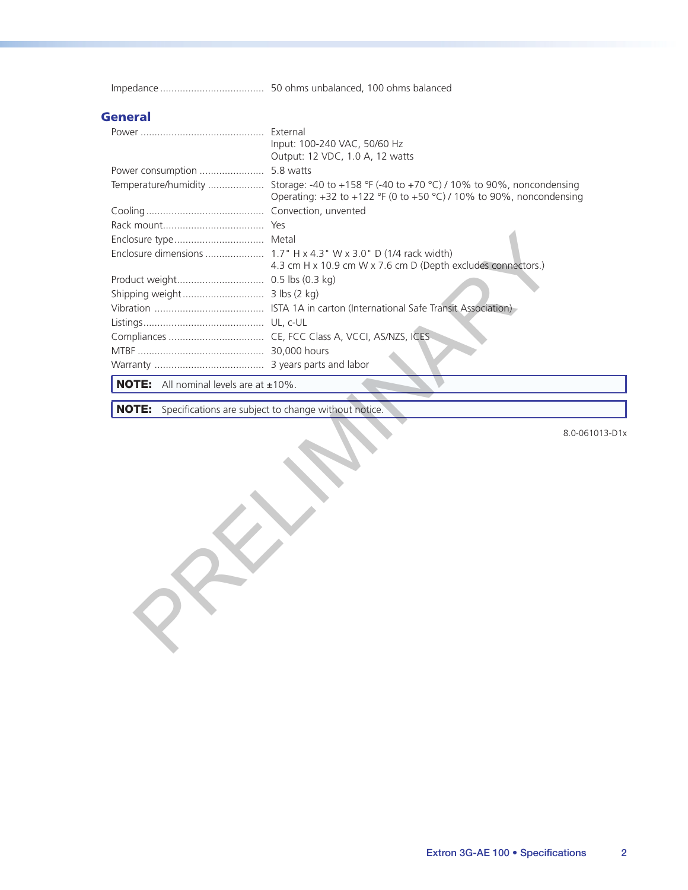Impedance ..................................... 50 ohms unbalanced, 100 ohms balanced

## General

| | |
|---|---|
| Power | External<br>Input: 100-240 VAC, 50/60 Hz<br>Output: 12 VDC, 1.0 A, 12 watts |
| Power consumption | 5.8 watts |
| Temperature/humidity | Storage: -40 to +158 °F (-40 to +70 °C) / 10% to 90%, noncondensing<br>Operating: +32 to +122 °F (0 to +50 °C) / 10% to 90%, noncondensing |
| Cooling | Convection, unvented |
| Rack mount | Yes |
| Enclosure type | Metal |
| Enclosure dimensions | 1.7" H x 4.3" W x 3.0" D (1/4 rack width)<br>4.3 cm H x 10.9 cm W x 7.6 cm D (Depth excludes connectors.) |
| Product weight | 0.5 lbs (0.3 kg) |
| Shipping weight | 3 lbs (2 kg) |
| Vibration | ISTA 1A in carton (International Safe Transit Association) |
| Listings | UL, c-UL |
| Compliances | CE, FCC Class A, VCCI, AS/NZS, ICES |
| MTBF | 30,000 hours |
| Warranty | 3 years parts and labor |

**NOTE:** All nominal levels are at ±10%.

**NOTE:** Specifications are subject to change without notice.

8.0-061013-D1x

PRELIMINARY